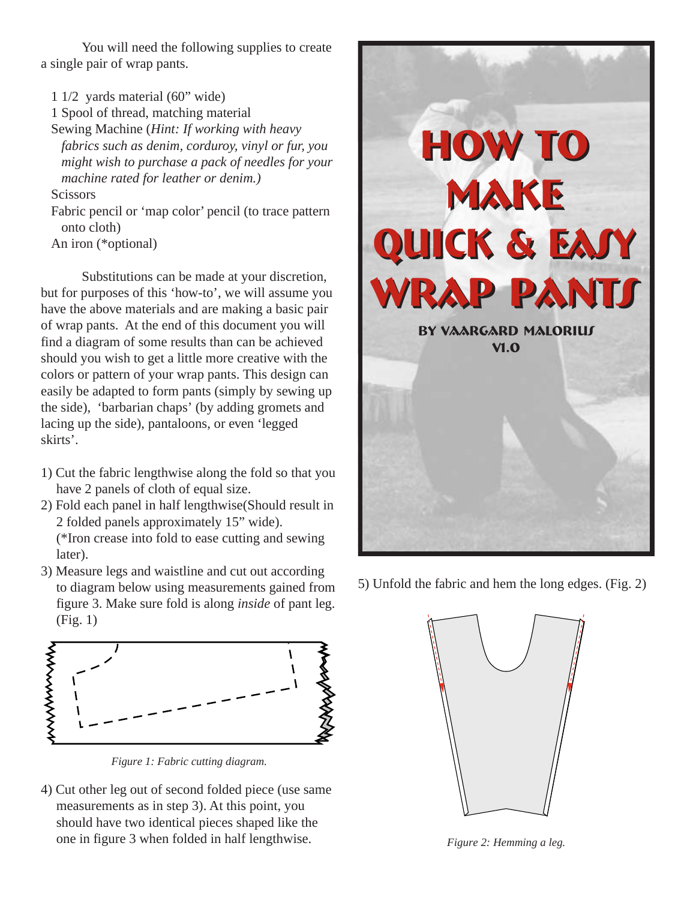# HOW TO MAKE QUICK & EASY WRAP PANTS

BY VAARGARD MALORIUS
V1.0

You will need the following supplies to create a single pair of wrap pants.

1 1/2 yards material (60" wide)
1 Spool of thread, matching material
Sewing Machine (*Hint: If working with heavy fabrics such as denim, corduroy, vinyl or fur, you might wish to purchase a pack of needles for your machine rated for leather or denim.)*
Scissors
Fabric pencil or 'map color' pencil (to trace pattern onto cloth)
An iron (*optional)

Substitutions can be made at your discretion, but for purposes of this 'how-to', we will assume you have the above materials and are making a basic pair of wrap pants. At the end of this document you will find a diagram of some results than can be achieved should you wish to get a little more creative with the colors or pattern of your wrap pants. This design can easily be adapted to form pants (simply by sewing up the side), 'barbarian chaps' (by adding gromets and lacing up the side), pantaloons, or even 'legged skirts'.

1) Cut the fabric lengthwise along the fold so that you have 2 panels of cloth of equal size.
2) Fold each panel in half lengthwise(Should result in 2 folded panels approximately 15" wide). (*Iron crease into fold to ease cutting and sewing later).
3) Measure legs and waistline and cut out according to diagram below using measurements gained from figure 3. Make sure fold is along *inside* of pant leg. (Fig. 1)

*Figure 1: Fabric cutting diagram.*

4) Cut other leg out of second folded piece (use same measurements as in step 3). At this point, you should have two identical pieces shaped like the one in figure 3 when folded in half lengthwise.

5) Unfold the fabric and hem the long edges. (Fig. 2)

*Figure 2: Hemming a leg.*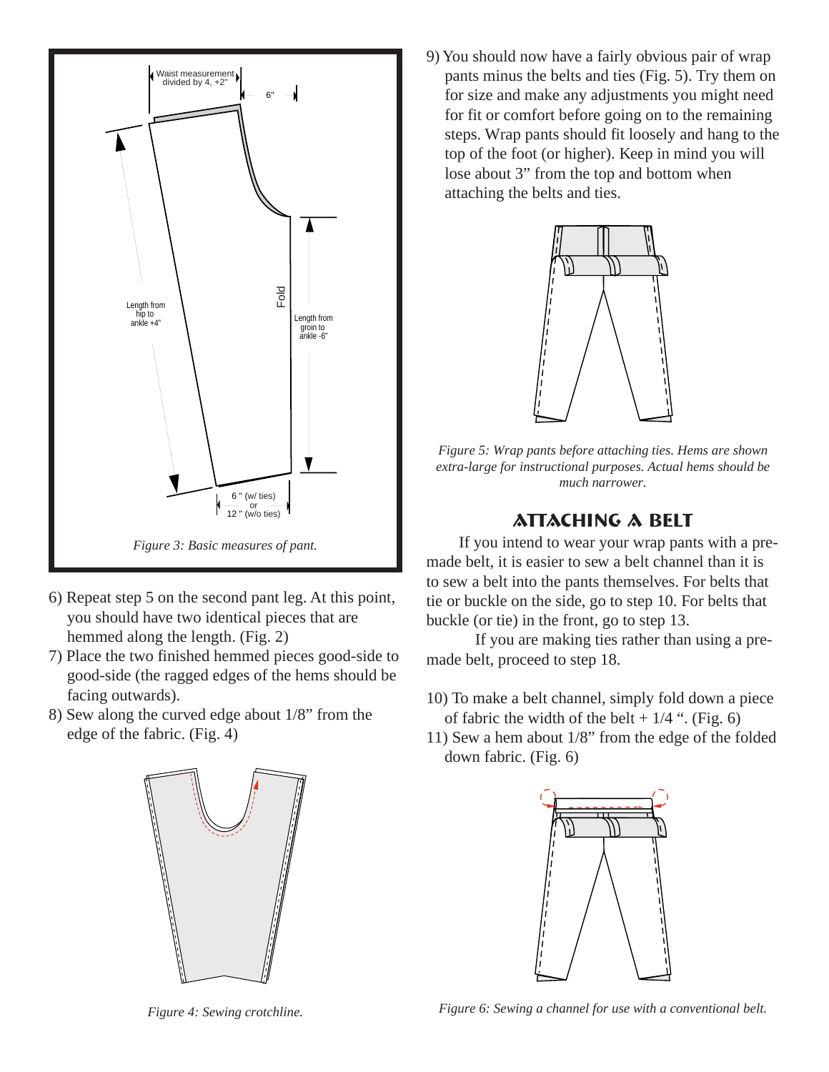Figure 3: Basic measures of pant.

6) Repeat step 5 on the second pant leg. At this point, you should have two identical pieces that are hemmed along the length. (Fig. 2)
7) Place the two finished hemmed pieces good-side to good-side (the ragged edges of the hems should be facing outwards).
8) Sew along the curved edge about 1/8" from the edge of the fabric. (Fig. 4)

Figure 4: Sewing crotchline.

9) You should now have a fairly obvious pair of wrap pants minus the belts and ties (Fig. 5). Try them on for size and make any adjustments you might need for fit or comfort before going on to the remaining steps. Wrap pants should fit loosely and hang to the top of the foot (or higher). Keep in mind you will lose about 3" from the top and bottom when attaching the belts and ties.

*Figure 5: Wrap pants before attaching ties. Hems are shown extra-large for instructional purposes. Actual hems should be much narrower.*

## Attaching a Belt

If you intend to wear your wrap pants with a pre-made belt, it is easier to sew a belt channel than it is to sew a belt into the pants themselves. For belts that tie or buckle on the side, go to step 10. For belts that buckle (or tie) in the front, go to step 13.

If you are making ties rather than using a pre-made belt, proceed to step 18.

10) To make a belt channel, simply fold down a piece of fabric the width of the belt + 1/4 ". (Fig. 6)
11) Sew a hem about 1/8" from the edge of the folded down fabric. (Fig. 6)

*Figure 6: Sewing a channel for use with a conventional belt.*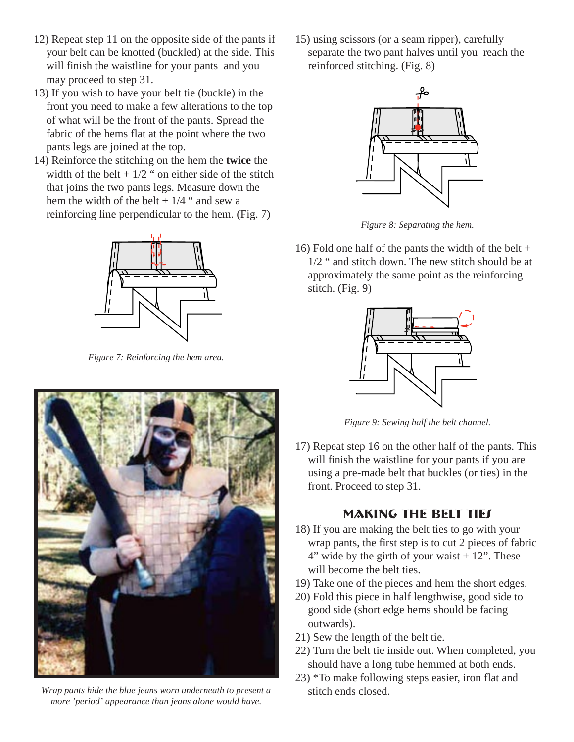12) Repeat step 11 on the opposite side of the pants if your belt can be knotted (buckled) at the side. This will finish the waistline for your pants and you may proceed to step 31.

13) If you wish to have your belt tie (buckle) in the front you need to make a few alterations to the top of what will be the front of the pants. Spread the fabric of the hems flat at the point where the two pants legs are joined at the top.

14) Reinforce the stitching on the hem the **twice** the width of the belt + 1/2 " on either side of the stitch that joins the two pants legs. Measure down the hem the width of the belt + 1/4 " and sew a reinforcing line perpendicular to the hem. (Fig. 7)

*Figure 7: Reinforcing the hem area.*

*Wrap pants hide the blue jeans worn underneath to present a more 'period' appearance than jeans alone would have.*

15) using scissors (or a seam ripper), carefully separate the two pant halves until you reach the reinforced stitching. (Fig. 8)

*Figure 8: Separating the hem.*

16) Fold one half of the pants the width of the belt + 1/2 " and stitch down. The new stitch should be at approximately the same point as the reinforcing stitch. (Fig. 9)

*Figure 9: Sewing half the belt channel.*

17) Repeat step 16 on the other half of the pants. This will finish the waistline for your pants if you are using a pre-made belt that buckles (or ties) in the front. Proceed to step 31.

## Making the Belt Ties

18) If you are making the belt ties to go with your wrap pants, the first step is to cut 2 pieces of fabric 4" wide by the girth of your waist + 12". These will become the belt ties.

19) Take one of the pieces and hem the short edges.

20) Fold this piece in half lengthwise, good side to good side (short edge hems should be facing outwards).

21) Sew the length of the belt tie.

22) Turn the belt tie inside out. When completed, you should have a long tube hemmed at both ends.

23) *To make following steps easier, iron flat and stitch ends closed.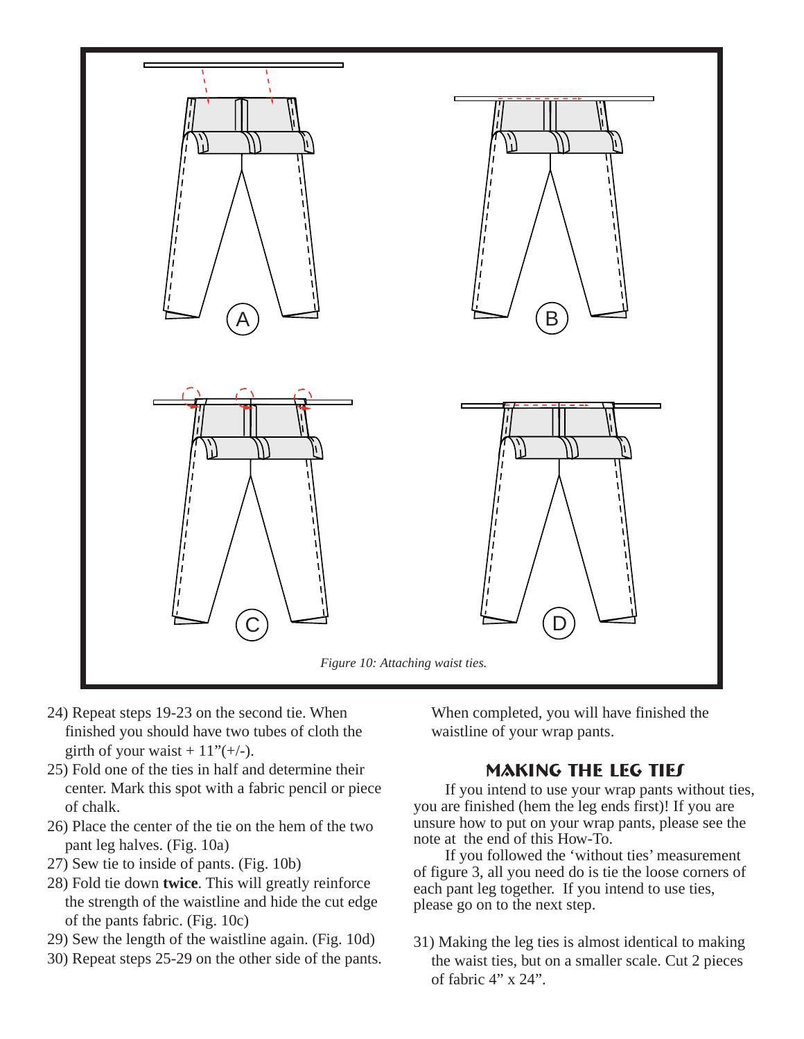*Figure 10: Attaching waist ties.*

24) Repeat steps 19-23 on the second tie. When finished you should have two tubes of cloth the girth of your waist + 11”(+/-).
25) Fold one of the ties in half and determine their center. Mark this spot with a fabric pencil or piece of chalk.
26) Place the center of the tie on the hem of the two pant leg halves. (Fig. 10a)
27) Sew tie to inside of pants. (Fig. 10b)
28) Fold tie down **twice**. This will greatly reinforce the strength of the waistline and hide the cut edge of the pants fabric. (Fig. 10c)
29) Sew the length of the waistline again. (Fig. 10d)
30) Repeat steps 25-29 on the other side of the pants. When completed, you will have finished the waistline of your wrap pants.

## Making the Leg Ties

If you intend to use your wrap pants without ties, you are finished (hem the leg ends first)! If you are unsure how to put on your wrap pants, please see the note at the end of this How-To.

If you followed the ‘without ties’ measurement of figure 3, all you need do is tie the loose corners of each pant leg together. If you intend to use ties, please go on to the next step.

31) Making the leg ties is almost identical to making the waist ties, but on a smaller scale. Cut 2 pieces of fabric 4” x 24”.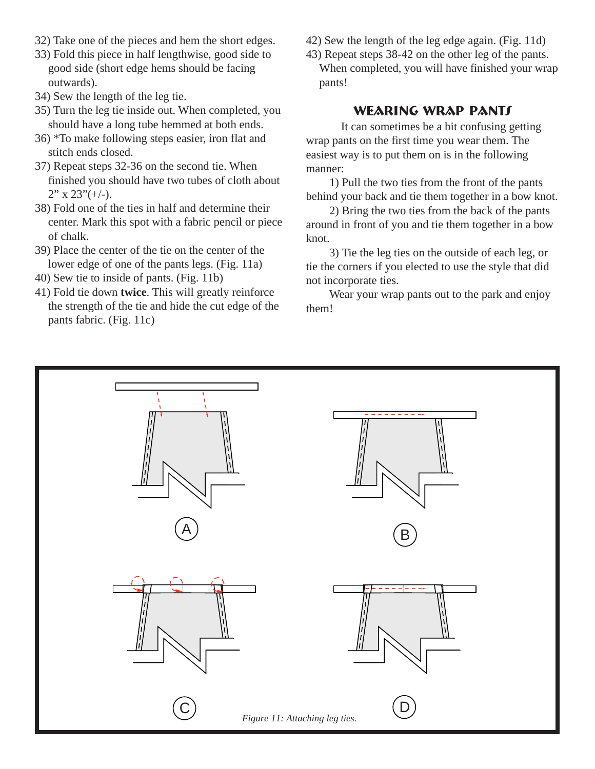32) Take one of the pieces and hem the short edges.
33) Fold this piece in half lengthwise, good side to good side (short edge hems should be facing outwards).
34) Sew the length of the leg tie.
35) Turn the leg tie inside out. When completed, you should have a long tube hemmed at both ends.
36) *To make following steps easier, iron flat and stitch ends closed.
37) Repeat steps 32-36 on the second tie. When finished you should have two tubes of cloth about 2" x 23"(+/-).
38) Fold one of the ties in half and determine their center. Mark this spot with a fabric pencil or piece of chalk.
39) Place the center of the tie on the center of the lower edge of one of the pants legs. (Fig. 11a)
40) Sew tie to inside of pants. (Fig. 11b)
41) Fold tie down **twice**. This will greatly reinforce the strength of the tie and hide the cut edge of the pants fabric. (Fig. 11c)
42) Sew the length of the leg edge again. (Fig. 11d)
43) Repeat steps 38-42 on the other leg of the pants. When completed, you will have finished your wrap pants!

## Wearing Wrap Pants

It can sometimes be a bit confusing getting wrap pants on the first time you wear them. The easiest way is to put them on is in the following manner:

1) Pull the two ties from the front of the pants behind your back and tie them together in a bow knot.

2) Bring the two ties from the back of the pants around in front of you and tie them together in a bow knot.

3) Tie the leg ties on the outside of each leg, or tie the corners if you elected to use the style that did not incorporate ties.

Wear your wrap pants out to the park and enjoy them!

*Figure 11: Attaching leg ties.*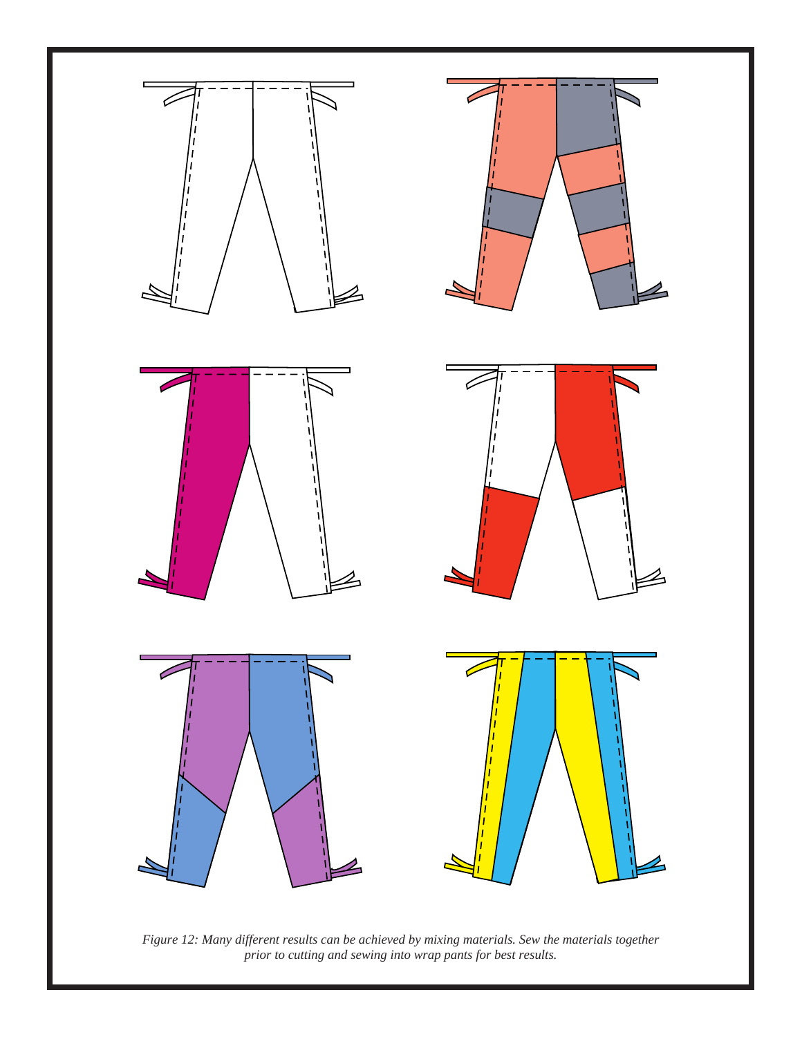*Figure 12: Many different results can be achieved by mixing materials. Sew the materials together prior to cutting and sewing into wrap pants for best results.*